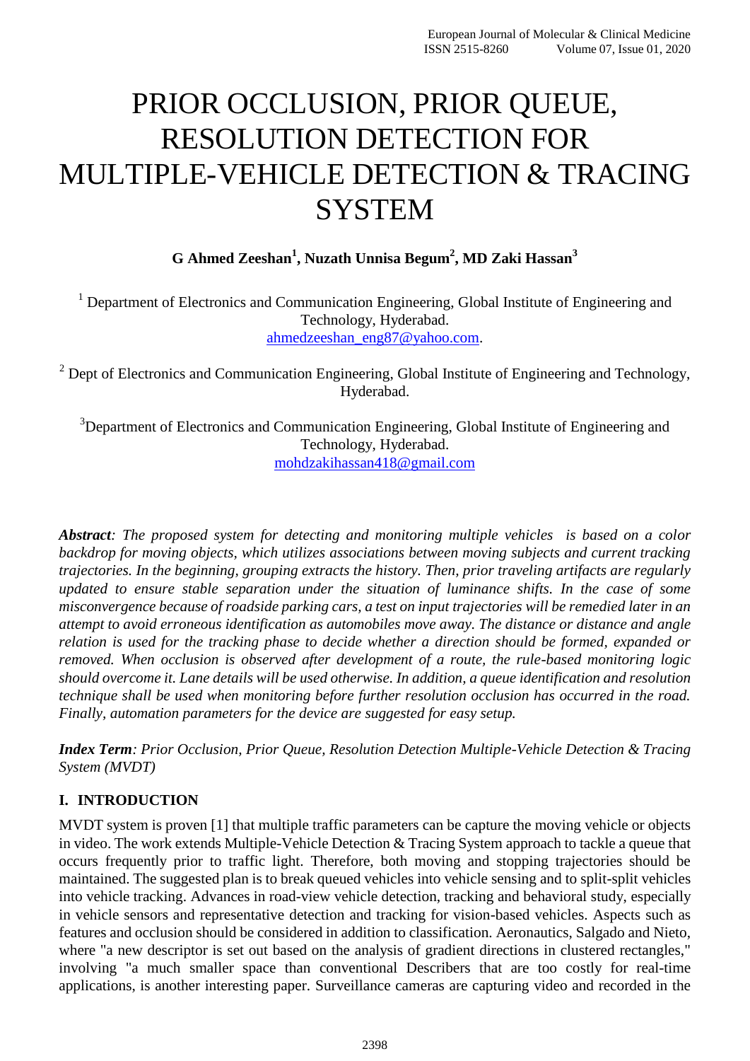# PRIOR OCCLUSION, PRIOR QUEUE, RESOLUTION DETECTION FOR MULTIPLE-VEHICLE DETECTION & TRACING SYSTEM

**G Ahmed Zeeshan[1], Nuzath Unnisa Begum[2], MD Zaki Hassan[3]**

[1] Department of Electronics and Communication Engineering, Global Institute of Engineering and Technology, Hyderabad.
ahmedzeeshan_eng87@yahoo.com.

[2] Dept of Electronics and Communication Engineering, Global Institute of Engineering and Technology, Hyderabad.

[3] Department of Electronics and Communication Engineering, Global Institute of Engineering and Technology, Hyderabad.
mohdzakihassan418@gmail.com

***Abstract**: The proposed system for detecting and monitoring multiple vehicles is based on a color backdrop for moving objects, which utilizes associations between moving subjects and current tracking trajectories. In the beginning, grouping extracts the history. Then, prior traveling artifacts are regularly updated to ensure stable separation under the situation of luminance shifts. In the case of some misconvergence because of roadside parking cars, a test on input trajectories will be remedied later in an attempt to avoid erroneous identification as automobiles move away. The distance or distance and angle relation is used for the tracking phase to decide whether a direction should be formed, expanded or removed. When occlusion is observed after development of a route, the rule-based monitoring logic should overcome it. Lane details will be used otherwise. In addition, a queue identification and resolution technique shall be used when monitoring before further resolution occlusion has occurred in the road. Finally, automation parameters for the device are suggested for easy setup.*

***Index Term**: Prior Occlusion, Prior Queue, Resolution Detection Multiple-Vehicle Detection & Tracing System (MVDT)*

## I. INTRODUCTION

MVDT system is proven [1] that multiple traffic parameters can be capture the moving vehicle or objects in video. The work extends Multiple-Vehicle Detection & Tracing System approach to tackle a queue that occurs frequently prior to traffic light. Therefore, both moving and stopping trajectories should be maintained. The suggested plan is to break queued vehicles into vehicle sensing and to split-split vehicles into vehicle tracking. Advances in road-view vehicle detection, tracking and behavioral study, especially in vehicle sensors and representative detection and tracking for vision-based vehicles. Aspects such as features and occlusion should be considered in addition to classification. Aeronautics, Salgado and Nieto, where "a new descriptor is set out based on the analysis of gradient directions in clustered rectangles," involving "a much smaller space than conventional Describers that are too costly for real-time applications, is another interesting paper. Surveillance cameras are capturing video and recorded in the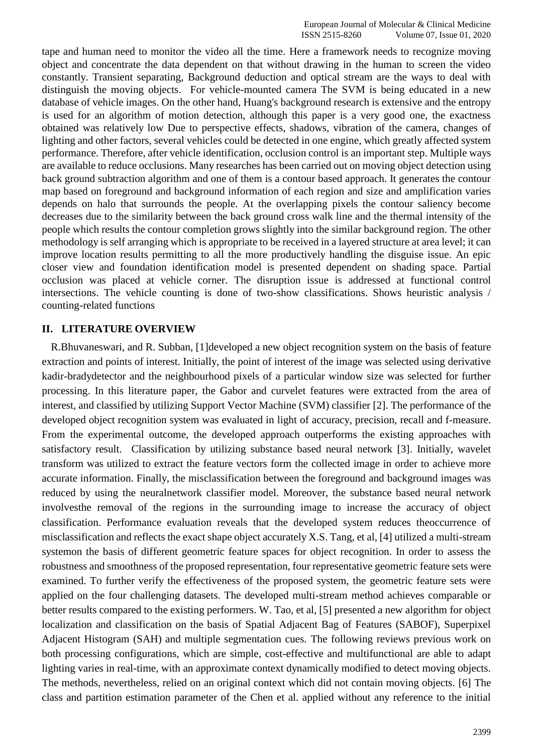tape and human need to monitor the video all the time. Here a framework needs to recognize moving object and concentrate the data dependent on that without drawing in the human to screen the video constantly. Transient separating, Background deduction and optical stream are the ways to deal with distinguish the moving objects. For vehicle-mounted camera The SVM is being educated in a new database of vehicle images. On the other hand, Huang's background research is extensive and the entropy is used for an algorithm of motion detection, although this paper is a very good one, the exactness obtained was relatively low Due to perspective effects, shadows, vibration of the camera, changes of lighting and other factors, several vehicles could be detected in one engine, which greatly affected system performance. Therefore, after vehicle identification, occlusion control is an important step. Multiple ways are available to reduce occlusions. Many researches has been carried out on moving object detection using back ground subtraction algorithm and one of them is a contour based approach. It generates the contour map based on foreground and background information of each region and size and amplification varies depends on halo that surrounds the people. At the overlapping pixels the contour saliency become decreases due to the similarity between the back ground cross walk line and the thermal intensity of the people which results the contour completion grows slightly into the similar background region. The other methodology is self arranging which is appropriate to be received in a layered structure at area level; it can improve location results permitting to all the more productively handling the disguise issue. An epic closer view and foundation identification model is presented dependent on shading space. Partial occlusion was placed at vehicle corner. The disruption issue is addressed at functional control intersections. The vehicle counting is done of two-show classifications. Shows heuristic analysis / counting-related functions

## II. LITERATURE OVERVIEW

R.Bhuvaneswari, and R. Subban, [1]developed a new object recognition system on the basis of feature extraction and points of interest. Initially, the point of interest of the image was selected using derivative kadir-bradydetector and the neighbourhood pixels of a particular window size was selected for further processing. In this literature paper, the Gabor and curvelet features were extracted from the area of interest, and classified by utilizing Support Vector Machine (SVM) classifier [2]. The performance of the developed object recognition system was evaluated in light of accuracy, precision, recall and f-measure. From the experimental outcome, the developed approach outperforms the existing approaches with satisfactory result. Classification by utilizing substance based neural network [3]. Initially, wavelet transform was utilized to extract the feature vectors form the collected image in order to achieve more accurate information. Finally, the misclassification between the foreground and background images was reduced by using the neuralnetwork classifier model. Moreover, the substance based neural network involvesthe removal of the regions in the surrounding image to increase the accuracy of object classification. Performance evaluation reveals that the developed system reduces theoccurrence of misclassification and reflects the exact shape object accurately X.S. Tang, et al, [4] utilized a multi-stream systemon the basis of different geometric feature spaces for object recognition. In order to assess the robustness and smoothness of the proposed representation, four representative geometric feature sets were examined. To further verify the effectiveness of the proposed system, the geometric feature sets were applied on the four challenging datasets. The developed multi-stream method achieves comparable or better results compared to the existing performers. W. Tao, et al, [5] presented a new algorithm for object localization and classification on the basis of Spatial Adjacent Bag of Features (SABOF), Superpixel Adjacent Histogram (SAH) and multiple segmentation cues. The following reviews previous work on both processing configurations, which are simple, cost-effective and multifunctional are able to adapt lighting varies in real-time, with an approximate context dynamically modified to detect moving objects. The methods, nevertheless, relied on an original context which did not contain moving objects. [6] The class and partition estimation parameter of the Chen et al. applied without any reference to the initial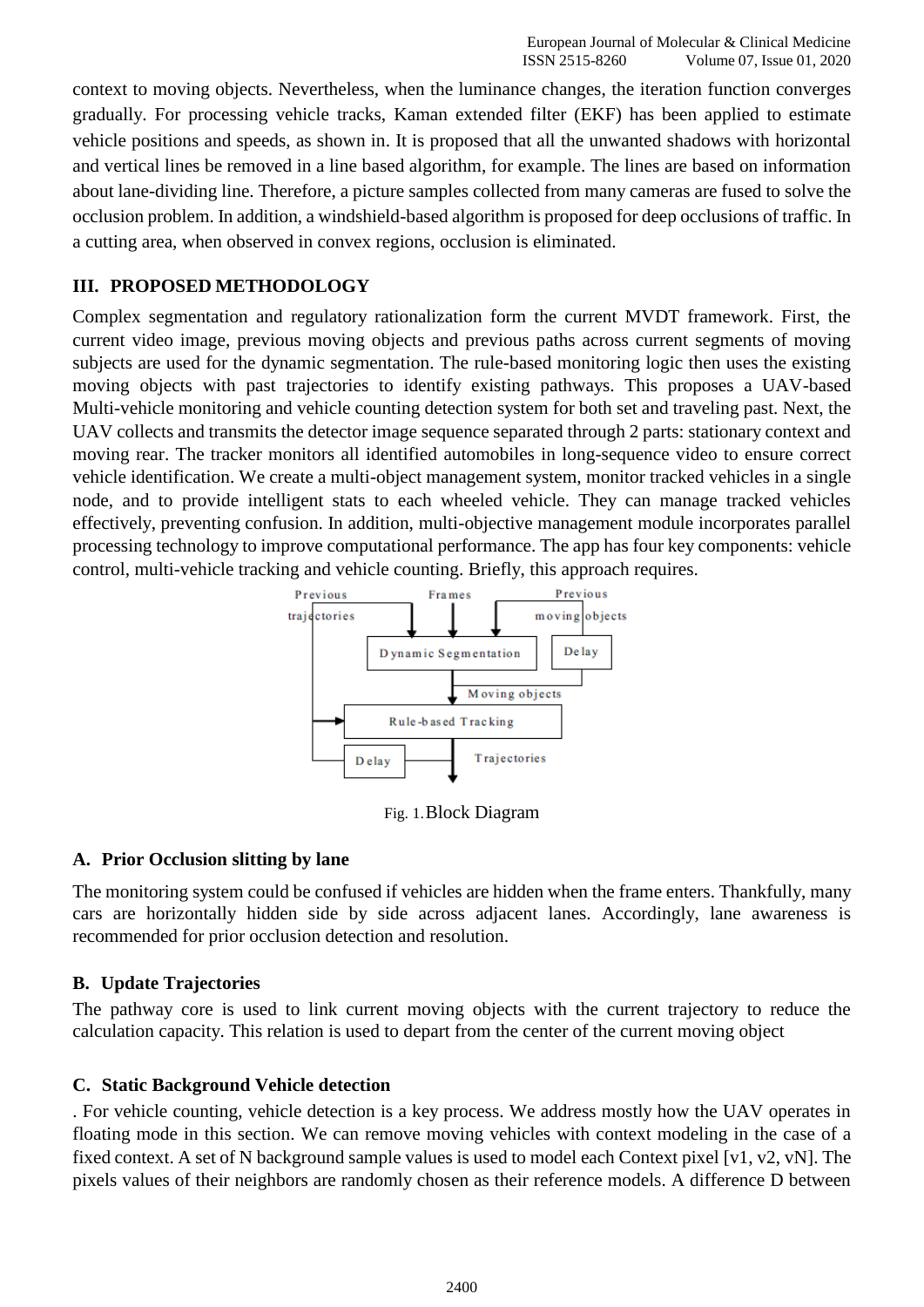context to moving objects. Nevertheless, when the luminance changes, the iteration function converges gradually. For processing vehicle tracks, Kaman extended filter (EKF) has been applied to estimate vehicle positions and speeds, as shown in. It is proposed that all the unwanted shadows with horizontal and vertical lines be removed in a line based algorithm, for example. The lines are based on information about lane-dividing line. Therefore, a picture samples collected from many cameras are fused to solve the occlusion problem. In addition, a windshield-based algorithm is proposed for deep occlusions of traffic. In a cutting area, when observed in convex regions, occlusion is eliminated.

## III. PROPOSED METHODOLOGY

Complex segmentation and regulatory rationalization form the current MVDT framework. First, the current video image, previous moving objects and previous paths across current segments of moving subjects are used for the dynamic segmentation. The rule-based monitoring logic then uses the existing moving objects with past trajectories to identify existing pathways. This proposes a UAV-based Multi-vehicle monitoring and vehicle counting detection system for both set and traveling past. Next, the UAV collects and transmits the detector image sequence separated through 2 parts: stationary context and moving rear. The tracker monitors all identified automobiles in long-sequence video to ensure correct vehicle identification. We create a multi-object management system, monitor tracked vehicles in a single node, and to provide intelligent stats to each wheeled vehicle. They can manage tracked vehicles effectively, preventing confusion. In addition, multi-objective management module incorporates parallel processing technology to improve computational performance. The app has four key components: vehicle control, multi-vehicle tracking and vehicle counting. Briefly, this approach requires.

Fig. 1. Block Diagram

### A. Prior Occlusion slitting by lane

The monitoring system could be confused if vehicles are hidden when the frame enters. Thankfully, many cars are horizontally hidden side by side across adjacent lanes. Accordingly, lane awareness is recommended for prior occlusion detection and resolution.

### B. Update Trajectories

The pathway core is used to link current moving objects with the current trajectory to reduce the calculation capacity. This relation is used to depart from the center of the current moving object

### C. Static Background Vehicle detection

. For vehicle counting, vehicle detection is a key process. We address mostly how the UAV operates in floating mode in this section. We can remove moving vehicles with context modeling in the case of a fixed context. A set of N background sample values is used to model each Context pixel [v1, v2, vN]. The pixels values of their neighbors are randomly chosen as their reference models. A difference D between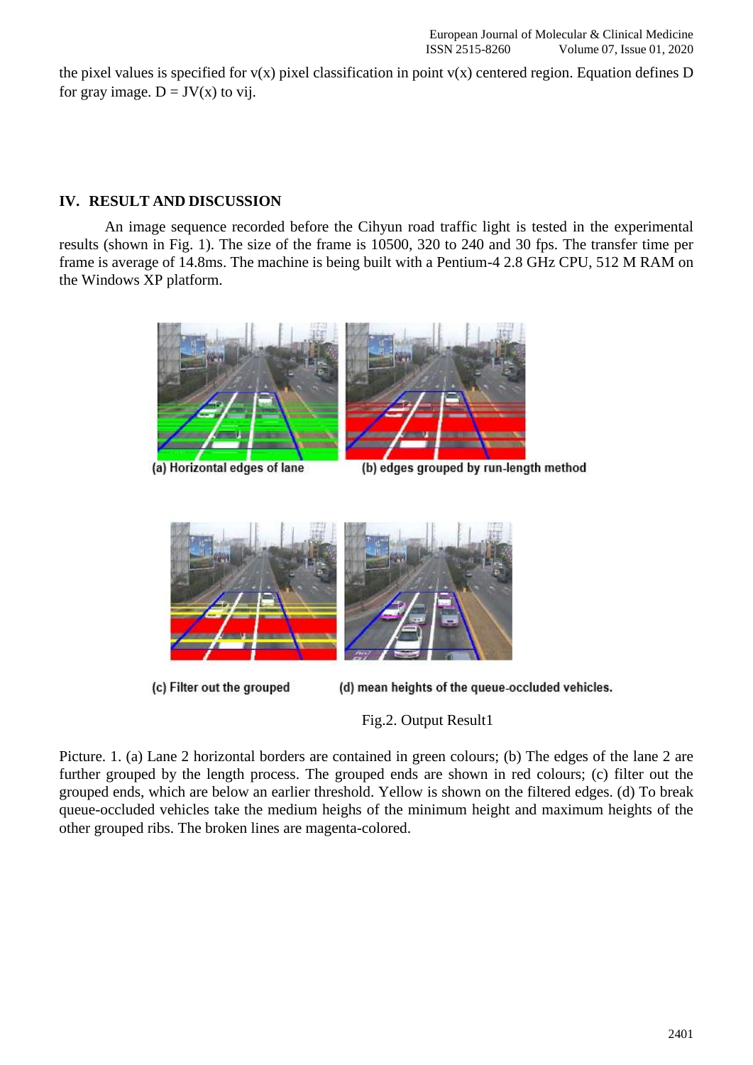the pixel values is specified for v(x) pixel classification in point v(x) centered region. Equation defines D for gray image. D = JV(x) to vij.

## IV. RESULT AND DISCUSSION

An image sequence recorded before the Cihyun road traffic light is tested in the experimental results (shown in Fig. 1). The size of the frame is 10500, 320 to 240 and 30 fps. The transfer time per frame is average of 14.8ms. The machine is being built with a Pentium-4 2.8 GHz CPU, 512 M RAM on the Windows XP platform.

(a) Horizontal edges of lane (b) edges grouped by run-length method

(c) Filter out the grouped (d) mean heights of the queue-occluded vehicles.

Fig.2. Output Result1

Picture. 1. (a) Lane 2 horizontal borders are contained in green colours; (b) The edges of the lane 2 are further grouped by the length process. The grouped ends are shown in red colours; (c) filter out the grouped ends, which are below an earlier threshold. Yellow is shown on the filtered edges. (d) To break queue-occluded vehicles take the medium heighs of the minimum height and maximum heights of the other grouped ribs. The broken lines are magenta-colored.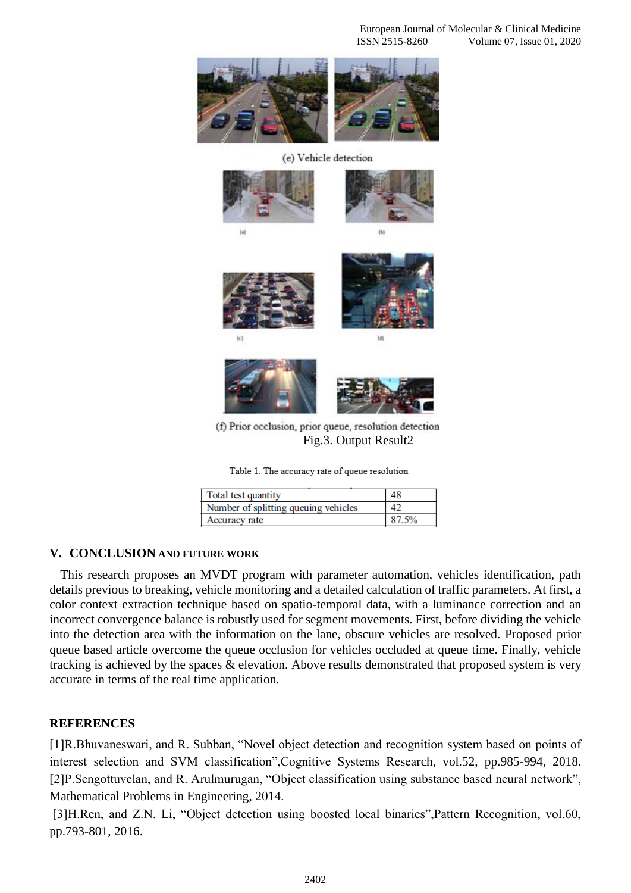(e) Vehicle detection

(a) (b)

(c) (d)

(f) Prior occlusion, prior queue, resolution detection

Fig.3. Output Result2

Table 1. The accuracy rate of queue resolution

| Total test quantity | 48 |
|---|---|
| Number of splitting queuing vehicles | 42 |
| Accuracy rate | 87.5% |

## V. CONCLUSION AND FUTURE WORK

This research proposes an MVDT program with parameter automation, vehicles identification, path details previous to breaking, vehicle monitoring and a detailed calculation of traffic parameters. At first, a color context extraction technique based on spatio-temporal data, with a luminance correction and an incorrect convergence balance is robustly used for segment movements. First, before dividing the vehicle into the detection area with the information on the lane, obscure vehicles are resolved. Proposed prior queue based article overcome the queue occlusion for vehicles occluded at queue time. Finally, vehicle tracking is achieved by the spaces & elevation. Above results demonstrated that proposed system is very accurate in terms of the real time application.

## REFERENCES

[1]R.Bhuvaneswari, and R. Subban, "Novel object detection and recognition system based on points of interest selection and SVM classification",Cognitive Systems Research, vol.52, pp.985-994, 2018.

[2]P.Sengottuvelan, and R. Arulmurugan, "Object classification using substance based neural network", Mathematical Problems in Engineering, 2014.

[3]H.Ren, and Z.N. Li, "Object detection using boosted local binaries",Pattern Recognition, vol.60, pp.793-801, 2016.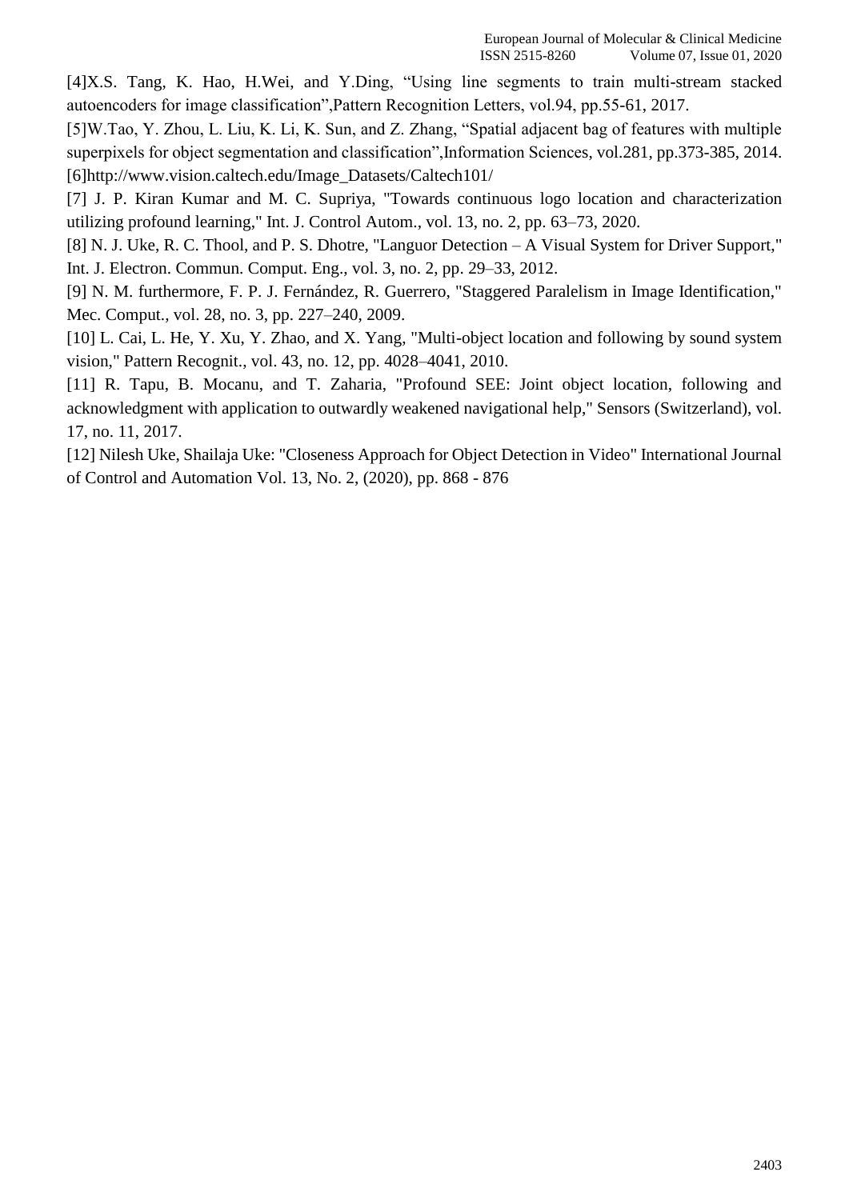[4]X.S. Tang, K. Hao, H.Wei, and Y.Ding, "Using line segments to train multi-stream stacked autoencoders for image classification",Pattern Recognition Letters, vol.94, pp.55-61, 2017.

[5]W.Tao, Y. Zhou, L. Liu, K. Li, K. Sun, and Z. Zhang, "Spatial adjacent bag of features with multiple superpixels for object segmentation and classification",Information Sciences, vol.281, pp.373-385, 2014.

[6]http://www.vision.caltech.edu/Image_Datasets/Caltech101/

[7] J. P. Kiran Kumar and M. C. Supriya, "Towards continuous logo location and characterization utilizing profound learning," Int. J. Control Autom., vol. 13, no. 2, pp. 63–73, 2020.

[8] N. J. Uke, R. C. Thool, and P. S. Dhotre, "Languor Detection – A Visual System for Driver Support," Int. J. Electron. Commun. Comput. Eng., vol. 3, no. 2, pp. 29–33, 2012.

[9] N. M. furthermore, F. P. J. Fernández, R. Guerrero, "Staggered Paralelism in Image Identification," Mec. Comput., vol. 28, no. 3, pp. 227–240, 2009.

[10] L. Cai, L. He, Y. Xu, Y. Zhao, and X. Yang, "Multi-object location and following by sound system vision," Pattern Recognit., vol. 43, no. 12, pp. 4028–4041, 2010.

[11] R. Tapu, B. Mocanu, and T. Zaharia, "Profound SEE: Joint object location, following and acknowledgment with application to outwardly weakened navigational help," Sensors (Switzerland), vol. 17, no. 11, 2017.

[12] Nilesh Uke, Shailaja Uke: "Closeness Approach for Object Detection in Video" International Journal of Control and Automation Vol. 13, No. 2, (2020), pp. 868 - 876